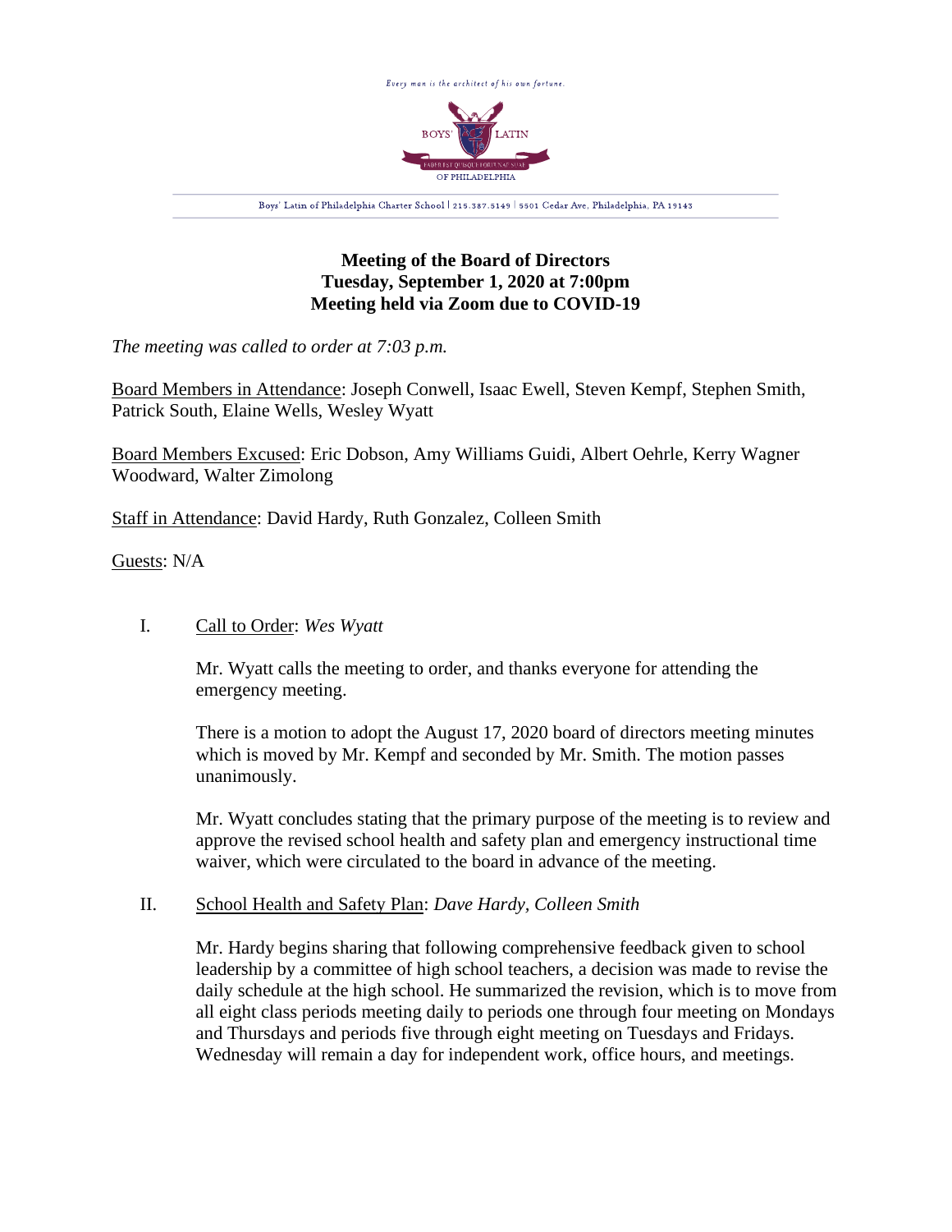Every man is the architect of his own fortune.

BOYS' LATIN OF PHILADELPHIA

Boys' Latin of Philadelphia Charter School | 215.387.5149 | 5501 Cedar Ave, Philadelphia, PA 19143

**Meeting of the Board of Directors**
**Tuesday, September 1, 2020 at 7:00pm**
**Meeting held via Zoom due to COVID-19**

*The meeting was called to order at 7:03 p.m.*

Board Members in Attendance: Joseph Conwell, Isaac Ewell, Steven Kempf, Stephen Smith, Patrick South, Elaine Wells, Wesley Wyatt

Board Members Excused: Eric Dobson, Amy Williams Guidi, Albert Oehrle, Kerry Wagner Woodward, Walter Zimolong

Staff in Attendance: David Hardy, Ruth Gonzalez, Colleen Smith

Guests: N/A

I. Call to Order: *Wes Wyatt*

Mr. Wyatt calls the meeting to order, and thanks everyone for attending the emergency meeting.

There is a motion to adopt the August 17, 2020 board of directors meeting minutes which is moved by Mr. Kempf and seconded by Mr. Smith. The motion passes unanimously.

Mr. Wyatt concludes stating that the primary purpose of the meeting is to review and approve the revised school health and safety plan and emergency instructional time waiver, which were circulated to the board in advance of the meeting.

II. School Health and Safety Plan: *Dave Hardy, Colleen Smith*

Mr. Hardy begins sharing that following comprehensive feedback given to school leadership by a committee of high school teachers, a decision was made to revise the daily schedule at the high school. He summarized the revision, which is to move from all eight class periods meeting daily to periods one through four meeting on Mondays and Thursdays and periods five through eight meeting on Tuesdays and Fridays. Wednesday will remain a day for independent work, office hours, and meetings.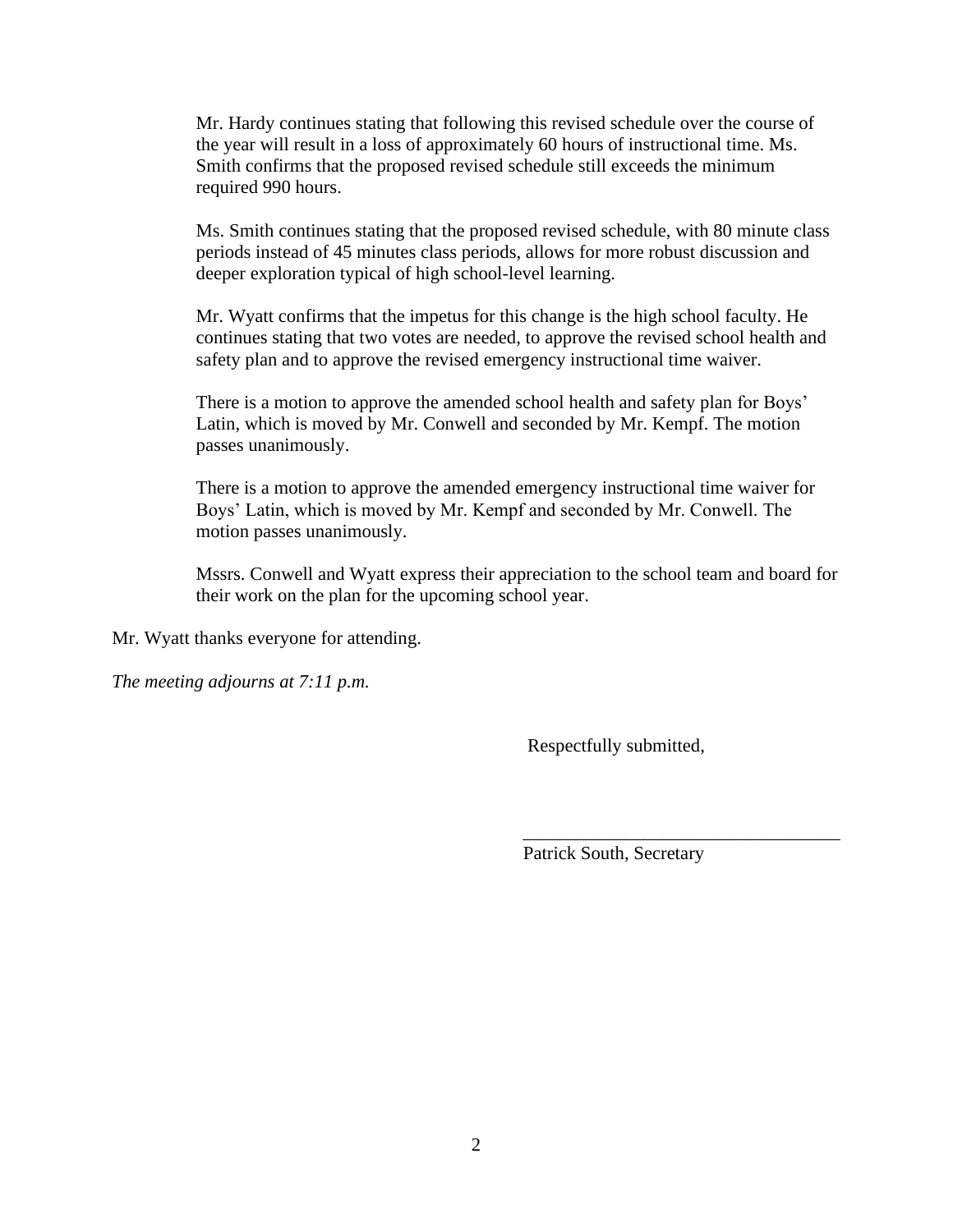Mr. Hardy continues stating that following this revised schedule over the course of the year will result in a loss of approximately 60 hours of instructional time. Ms. Smith confirms that the proposed revised schedule still exceeds the minimum required 990 hours.

Ms. Smith continues stating that the proposed revised schedule, with 80 minute class periods instead of 45 minutes class periods, allows for more robust discussion and deeper exploration typical of high school-level learning.

Mr. Wyatt confirms that the impetus for this change is the high school faculty. He continues stating that two votes are needed, to approve the revised school health and safety plan and to approve the revised emergency instructional time waiver.

There is a motion to approve the amended school health and safety plan for Boys' Latin, which is moved by Mr. Conwell and seconded by Mr. Kempf. The motion passes unanimously.

There is a motion to approve the amended emergency instructional time waiver for Boys' Latin, which is moved by Mr. Kempf and seconded by Mr. Conwell. The motion passes unanimously.

Mssrs. Conwell and Wyatt express their appreciation to the school team and board for their work on the plan for the upcoming school year.

Mr. Wyatt thanks everyone for attending.

*The meeting adjourns at 7:11 p.m.*

Respectfully submitted,

\_\_\_\_\_\_\_\_\_\_\_\_\_\_\_\_\_\_\_\_\_\_\_\_\_\_\_\_\_\_\_\_\_\_\_

Patrick South, Secretary